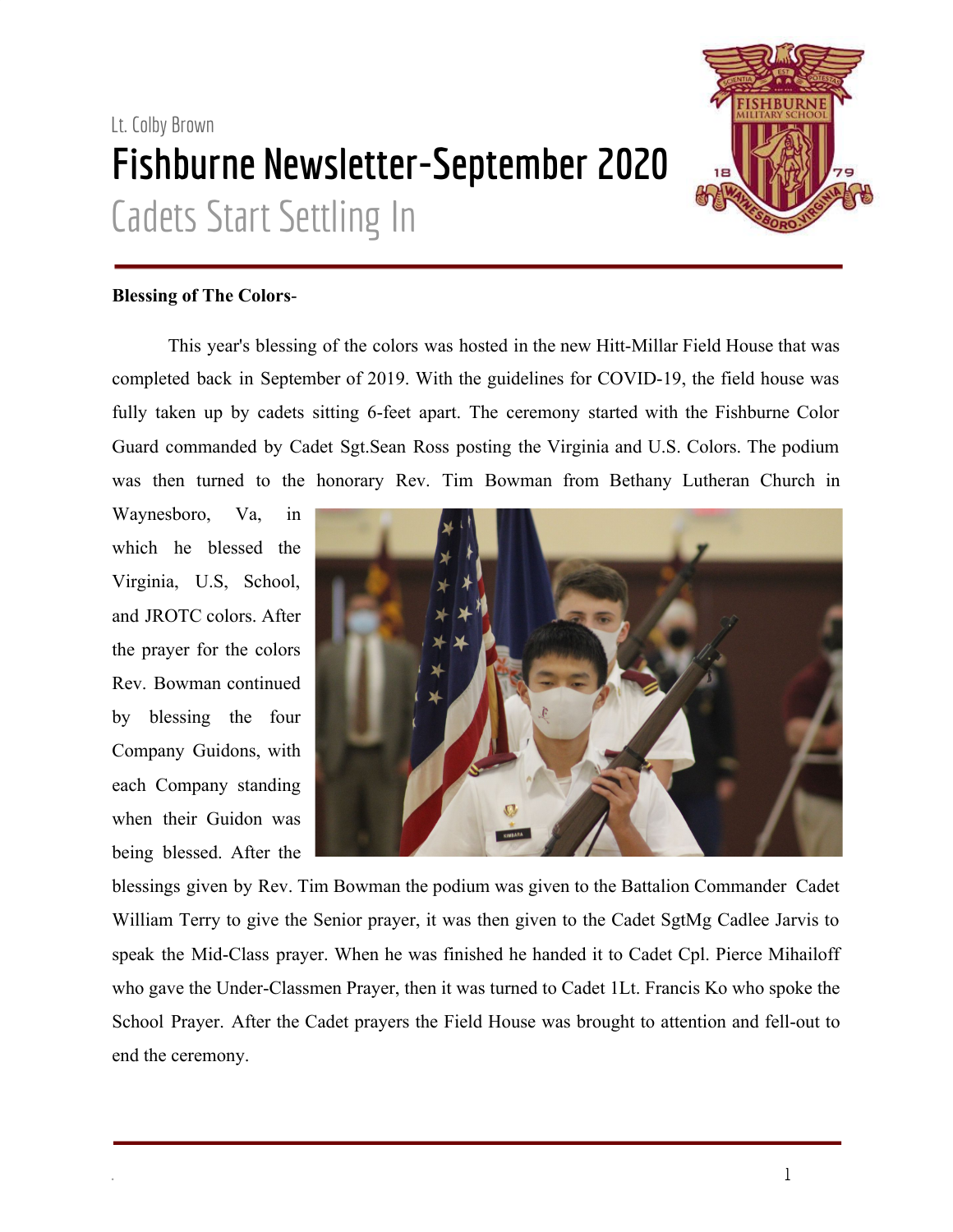Lt. Colby Brown

# Fishburne Newsletter-September 2020

## Cadets Start Settling In

**Blessing of The Colors**-

This year's blessing of the colors was hosted in the new Hitt-Millar Field House that was completed back in September of 2019. With the guidelines for COVID-19, the field house was fully taken up by cadets sitting 6-feet apart. The ceremony started with the Fishburne Color Guard commanded by Cadet Sgt.Sean Ross posting the Virginia and U.S. Colors. The podium was then turned to the honorary Rev. Tim Bowman from Bethany Lutheran Church in Waynesboro, Va, in which he blessed the Virginia, U.S, School, and JROTC colors. After the prayer for the colors Rev. Bowman continued by blessing the four Company Guidons, with each Company standing when their Guidon was being blessed. After the blessings given by Rev. Tim Bowman the podium was given to the Battalion Commander Cadet William Terry to give the Senior prayer, it was then given to the Cadet SgtMg Cadlee Jarvis to speak the Mid-Class prayer. When he was finished he handed it to Cadet Cpl. Pierce Mihailoff who gave the Under-Classmen Prayer, then it was turned to Cadet 1Lt. Francis Ko who spoke the School Prayer. After the Cadet prayers the Field House was brought to attention and fell-out to end the ceremony.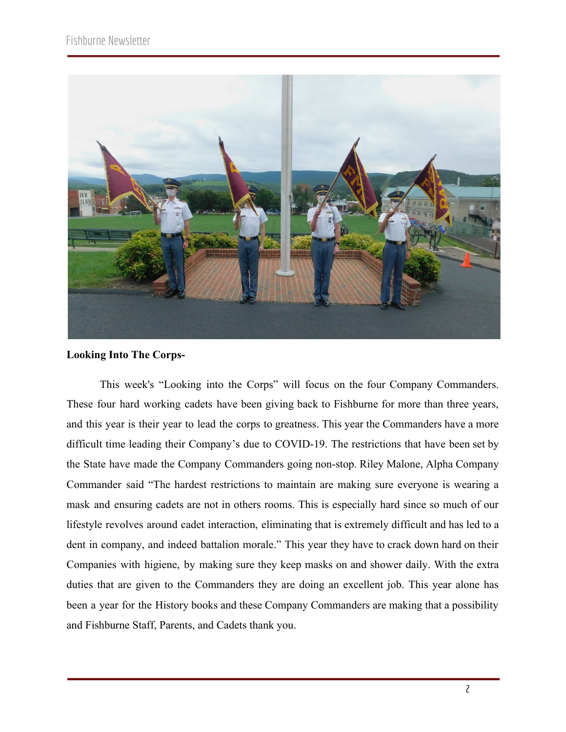**Looking Into The Corps-**

This week's "Looking into the Corps" will focus on the four Company Commanders. These four hard working cadets have been giving back to Fishburne for more than three years, and this year is their year to lead the corps to greatness. This year the Commanders have a more difficult time leading their Company's due to COVID-19. The restrictions that have been set by the State have made the Company Commanders going non-stop. Riley Malone, Alpha Company Commander said "The hardest restrictions to maintain are making sure everyone is wearing a mask and ensuring cadets are not in others rooms. This is especially hard since so much of our lifestyle revolves around cadet interaction, eliminating that is extremely difficult and has led to a dent in company, and indeed battalion morale." This year they have to crack down hard on their Companies with higiene, by making sure they keep masks on and shower daily. With the extra duties that are given to the Commanders they are doing an excellent job. This year alone has been a year for the History books and these Company Commanders are making that a possibility and Fishburne Staff, Parents, and Cadets thank you.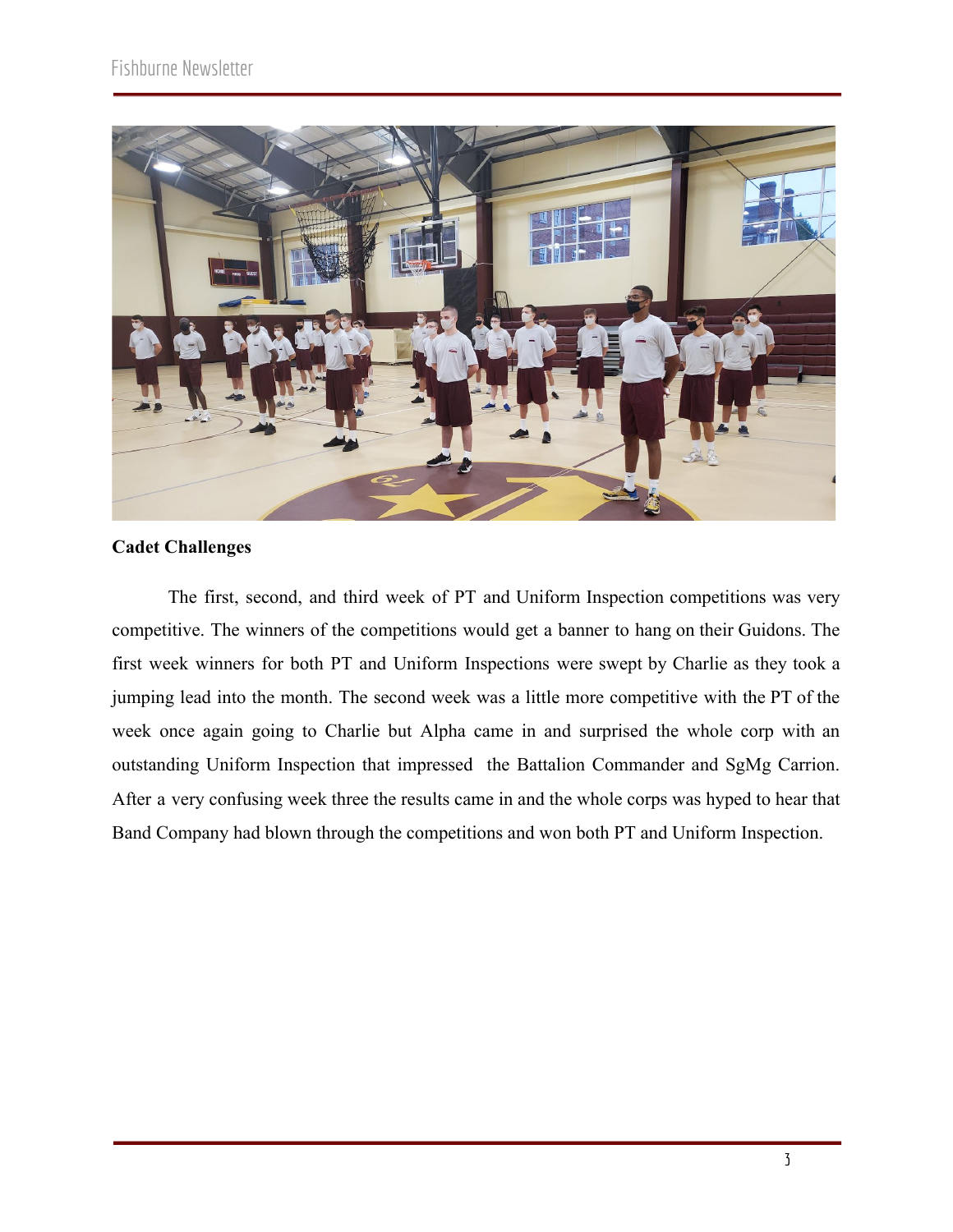**Cadet Challenges**

The first, second, and third week of PT and Uniform Inspection competitions was very competitive. The winners of the competitions would get a banner to hang on their Guidons. The first week winners for both PT and Uniform Inspections were swept by Charlie as they took a jumping lead into the month. The second week was a little more competitive with the PT of the week once again going to Charlie but Alpha came in and surprised the whole corp with an outstanding Uniform Inspection that impressed the Battalion Commander and SgMg Carrion. After a very confusing week three the results came in and the whole corps was hyped to hear that Band Company had blown through the competitions and won both PT and Uniform Inspection.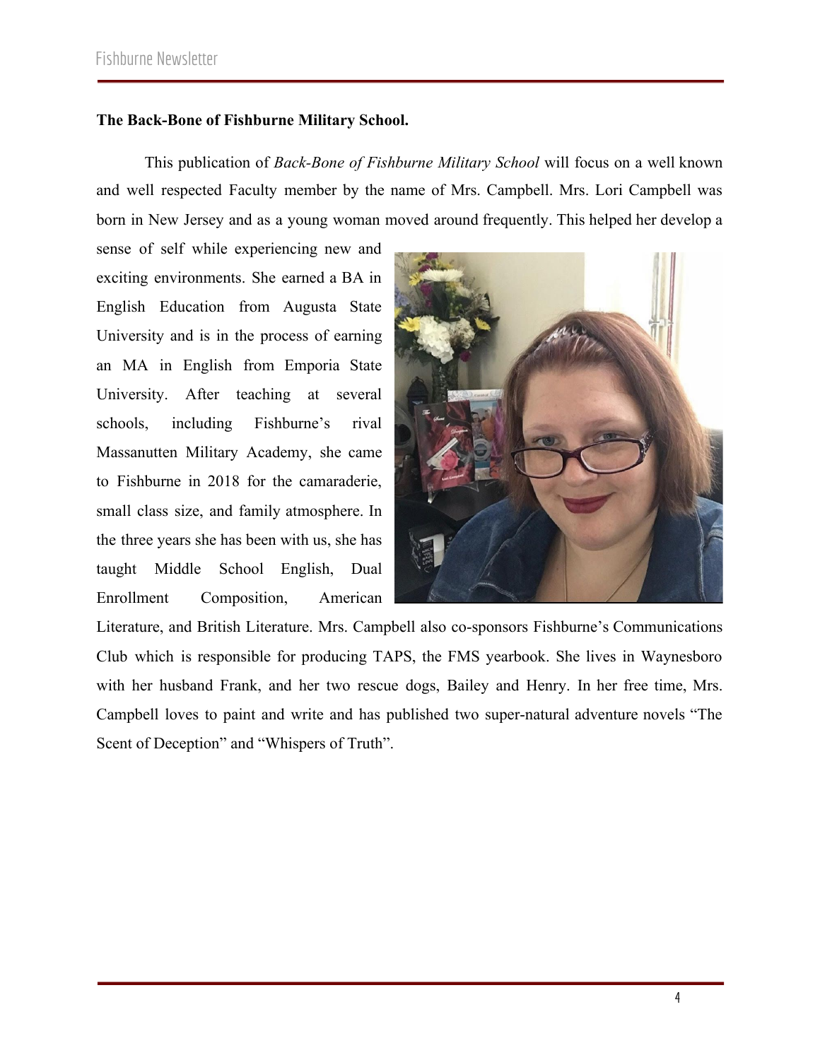**The Back-Bone of Fishburne Military School.**

This publication of *Back-Bone of Fishburne Military School* will focus on a well known and well respected Faculty member by the name of Mrs. Campbell. Mrs. Lori Campbell was born in New Jersey and as a young woman moved around frequently. This helped her develop a sense of self while experiencing new and exciting environments. She earned a BA in English Education from Augusta State University and is in the process of earning an MA in English from Emporia State University. After teaching at several schools, including Fishburne's rival Massanutten Military Academy, she came to Fishburne in 2018 for the camaraderie, small class size, and family atmosphere. In the three years she has been with us, she has taught Middle School English, Dual Enrollment Composition, American Literature, and British Literature. Mrs. Campbell also co-sponsors Fishburne's Communications Club which is responsible for producing TAPS, the FMS yearbook. She lives in Waynesboro with her husband Frank, and her two rescue dogs, Bailey and Henry. In her free time, Mrs. Campbell loves to paint and write and has published two super-natural adventure novels "The Scent of Deception" and "Whispers of Truth".